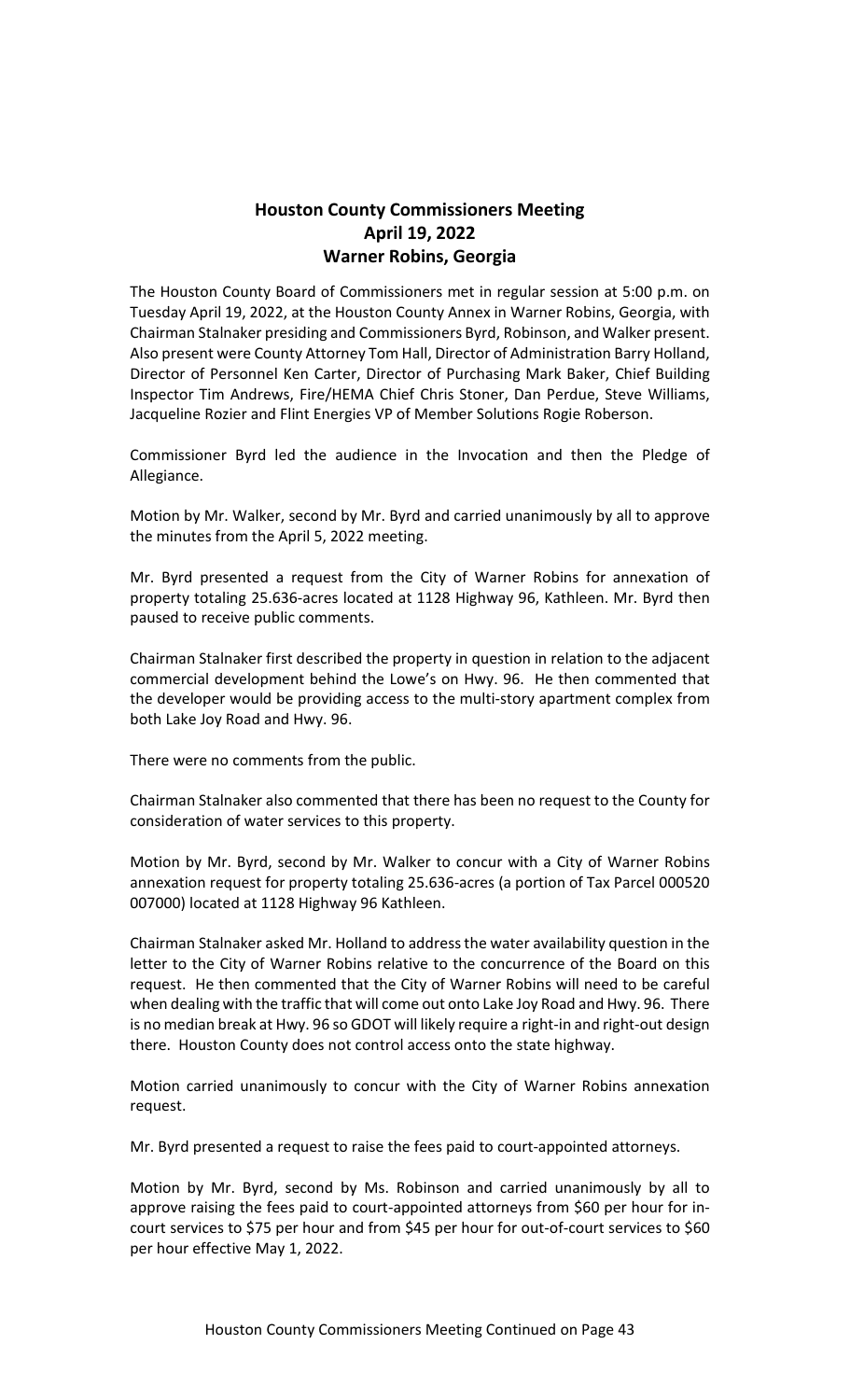# Houston County Commissioners Meeting
## April 19, 2022
## Warner Robins, Georgia

The Houston County Board of Commissioners met in regular session at 5:00 p.m. on Tuesday April 19, 2022, at the Houston County Annex in Warner Robins, Georgia, with Chairman Stalnaker presiding and Commissioners Byrd, Robinson, and Walker present. Also present were County Attorney Tom Hall, Director of Administration Barry Holland, Director of Personnel Ken Carter, Director of Purchasing Mark Baker, Chief Building Inspector Tim Andrews, Fire/HEMA Chief Chris Stoner, Dan Perdue, Steve Williams, Jacqueline Rozier and Flint Energies VP of Member Solutions Rogie Roberson.

Commissioner Byrd led the audience in the Invocation and then the Pledge of Allegiance.

Motion by Mr. Walker, second by Mr. Byrd and carried unanimously by all to approve the minutes from the April 5, 2022 meeting.

Mr. Byrd presented a request from the City of Warner Robins for annexation of property totaling 25.636-acres located at 1128 Highway 96, Kathleen. Mr. Byrd then paused to receive public comments.

Chairman Stalnaker first described the property in question in relation to the adjacent commercial development behind the Lowe's on Hwy. 96. He then commented that the developer would be providing access to the multi-story apartment complex from both Lake Joy Road and Hwy. 96.

There were no comments from the public.

Chairman Stalnaker also commented that there has been no request to the County for consideration of water services to this property.

Motion by Mr. Byrd, second by Mr. Walker to concur with a City of Warner Robins annexation request for property totaling 25.636-acres (a portion of Tax Parcel 000520 007000) located at 1128 Highway 96 Kathleen.

Chairman Stalnaker asked Mr. Holland to address the water availability question in the letter to the City of Warner Robins relative to the concurrence of the Board on this request. He then commented that the City of Warner Robins will need to be careful when dealing with the traffic that will come out onto Lake Joy Road and Hwy. 96. There is no median break at Hwy. 96 so GDOT will likely require a right-in and right-out design there. Houston County does not control access onto the state highway.

Motion carried unanimously to concur with the City of Warner Robins annexation request.

Mr. Byrd presented a request to raise the fees paid to court-appointed attorneys.

Motion by Mr. Byrd, second by Ms. Robinson and carried unanimously by all to approve raising the fees paid to court-appointed attorneys from $60 per hour for in-court services to $75 per hour and from $45 per hour for out-of-court services to $60 per hour effective May 1, 2022.

Houston County Commissioners Meeting Continued on Page 43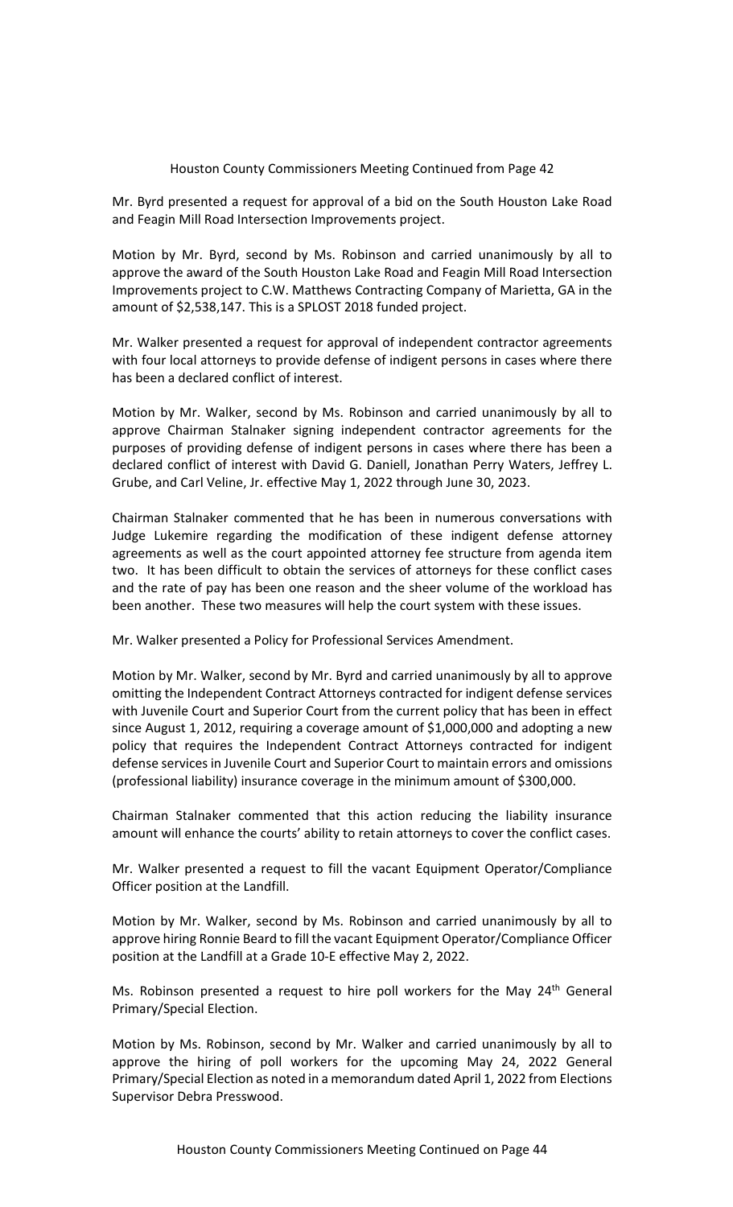Mr. Byrd presented a request for approval of a bid on the South Houston Lake Road and Feagin Mill Road Intersection Improvements project.

Motion by Mr. Byrd, second by Ms. Robinson and carried unanimously by all to approve the award of the South Houston Lake Road and Feagin Mill Road Intersection Improvements project to C.W. Matthews Contracting Company of Marietta, GA in the amount of $2,538,147. This is a SPLOST 2018 funded project.

Mr. Walker presented a request for approval of independent contractor agreements with four local attorneys to provide defense of indigent persons in cases where there has been a declared conflict of interest.

Motion by Mr. Walker, second by Ms. Robinson and carried unanimously by all to approve Chairman Stalnaker signing independent contractor agreements for the purposes of providing defense of indigent persons in cases where there has been a declared conflict of interest with David G. Daniell, Jonathan Perry Waters, Jeffrey L. Grube, and Carl Veline, Jr. effective May 1, 2022 through June 30, 2023.

Chairman Stalnaker commented that he has been in numerous conversations with Judge Lukemire regarding the modification of these indigent defense attorney agreements as well as the court appointed attorney fee structure from agenda item two. It has been difficult to obtain the services of attorneys for these conflict cases and the rate of pay has been one reason and the sheer volume of the workload has been another. These two measures will help the court system with these issues.

Mr. Walker presented a Policy for Professional Services Amendment.

Motion by Mr. Walker, second by Mr. Byrd and carried unanimously by all to approve omitting the Independent Contract Attorneys contracted for indigent defense services with Juvenile Court and Superior Court from the current policy that has been in effect since August 1, 2012, requiring a coverage amount of $1,000,000 and adopting a new policy that requires the Independent Contract Attorneys contracted for indigent defense services in Juvenile Court and Superior Court to maintain errors and omissions (professional liability) insurance coverage in the minimum amount of $300,000.

Chairman Stalnaker commented that this action reducing the liability insurance amount will enhance the courts' ability to retain attorneys to cover the conflict cases.

Mr. Walker presented a request to fill the vacant Equipment Operator/Compliance Officer position at the Landfill.

Motion by Mr. Walker, second by Ms. Robinson and carried unanimously by all to approve hiring Ronnie Beard to fill the vacant Equipment Operator/Compliance Officer position at the Landfill at a Grade 10-E effective May 2, 2022.

Ms. Robinson presented a request to hire poll workers for the May 24th General Primary/Special Election.

Motion by Ms. Robinson, second by Mr. Walker and carried unanimously by all to approve the hiring of poll workers for the upcoming May 24, 2022 General Primary/Special Election as noted in a memorandum dated April 1, 2022 from Elections Supervisor Debra Presswood.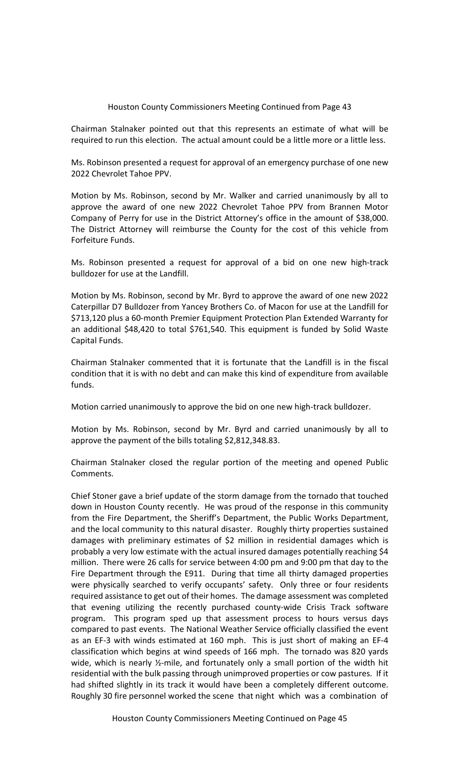Houston County Commissioners Meeting Continued from Page 43

Chairman Stalnaker pointed out that this represents an estimate of what will be required to run this election. The actual amount could be a little more or a little less.

Ms. Robinson presented a request for approval of an emergency purchase of one new 2022 Chevrolet Tahoe PPV.

Motion by Ms. Robinson, second by Mr. Walker and carried unanimously by all to approve the award of one new 2022 Chevrolet Tahoe PPV from Brannen Motor Company of Perry for use in the District Attorney's office in the amount of $38,000. The District Attorney will reimburse the County for the cost of this vehicle from Forfeiture Funds.

Ms. Robinson presented a request for approval of a bid on one new high-track bulldozer for use at the Landfill.

Motion by Ms. Robinson, second by Mr. Byrd to approve the award of one new 2022 Caterpillar D7 Bulldozer from Yancey Brothers Co. of Macon for use at the Landfill for $713,120 plus a 60-month Premier Equipment Protection Plan Extended Warranty for an additional $48,420 to total $761,540. This equipment is funded by Solid Waste Capital Funds.

Chairman Stalnaker commented that it is fortunate that the Landfill is in the fiscal condition that it is with no debt and can make this kind of expenditure from available funds.

Motion carried unanimously to approve the bid on one new high-track bulldozer.

Motion by Ms. Robinson, second by Mr. Byrd and carried unanimously by all to approve the payment of the bills totaling $2,812,348.83.

Chairman Stalnaker closed the regular portion of the meeting and opened Public Comments.

Chief Stoner gave a brief update of the storm damage from the tornado that touched down in Houston County recently. He was proud of the response in this community from the Fire Department, the Sheriff's Department, the Public Works Department, and the local community to this natural disaster. Roughly thirty properties sustained damages with preliminary estimates of $2 million in residential damages which is probably a very low estimate with the actual insured damages potentially reaching $4 million. There were 26 calls for service between 4:00 pm and 9:00 pm that day to the Fire Department through the E911. During that time all thirty damaged properties were physically searched to verify occupants' safety. Only three or four residents required assistance to get out of their homes. The damage assessment was completed that evening utilizing the recently purchased county-wide Crisis Track software program. This program sped up that assessment process to hours versus days compared to past events. The National Weather Service officially classified the event as an EF-3 with winds estimated at 160 mph. This is just short of making an EF-4 classification which begins at wind speeds of 166 mph. The tornado was 820 yards wide, which is nearly ½-mile, and fortunately only a small portion of the width hit residential with the bulk passing through unimproved properties or cow pastures. If it had shifted slightly in its track it would have been a completely different outcome. Roughly 30 fire personnel worked the scene that night which was a combination of

Houston County Commissioners Meeting Continued on Page 45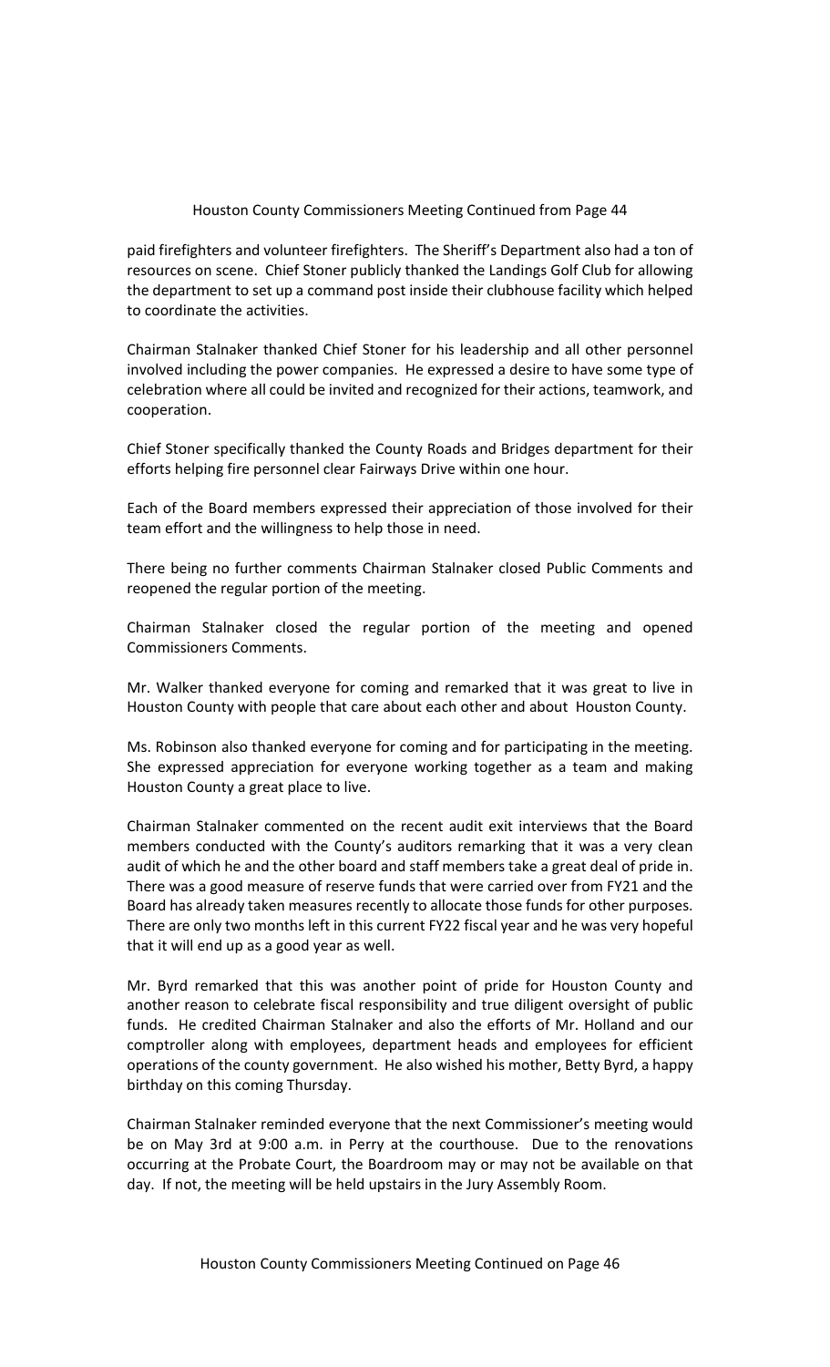paid firefighters and volunteer firefighters. The Sheriff's Department also had a ton of resources on scene. Chief Stoner publicly thanked the Landings Golf Club for allowing the department to set up a command post inside their clubhouse facility which helped to coordinate the activities.

Chairman Stalnaker thanked Chief Stoner for his leadership and all other personnel involved including the power companies. He expressed a desire to have some type of celebration where all could be invited and recognized for their actions, teamwork, and cooperation.

Chief Stoner specifically thanked the County Roads and Bridges department for their efforts helping fire personnel clear Fairways Drive within one hour.

Each of the Board members expressed their appreciation of those involved for their team effort and the willingness to help those in need.

There being no further comments Chairman Stalnaker closed Public Comments and reopened the regular portion of the meeting.

Chairman Stalnaker closed the regular portion of the meeting and opened Commissioners Comments.

Mr. Walker thanked everyone for coming and remarked that it was great to live in Houston County with people that care about each other and about Houston County.

Ms. Robinson also thanked everyone for coming and for participating in the meeting. She expressed appreciation for everyone working together as a team and making Houston County a great place to live.

Chairman Stalnaker commented on the recent audit exit interviews that the Board members conducted with the County's auditors remarking that it was a very clean audit of which he and the other board and staff members take a great deal of pride in. There was a good measure of reserve funds that were carried over from FY21 and the Board has already taken measures recently to allocate those funds for other purposes. There are only two months left in this current FY22 fiscal year and he was very hopeful that it will end up as a good year as well.

Mr. Byrd remarked that this was another point of pride for Houston County and another reason to celebrate fiscal responsibility and true diligent oversight of public funds. He credited Chairman Stalnaker and also the efforts of Mr. Holland and our comptroller along with employees, department heads and employees for efficient operations of the county government. He also wished his mother, Betty Byrd, a happy birthday on this coming Thursday.

Chairman Stalnaker reminded everyone that the next Commissioner's meeting would be on May 3rd at 9:00 a.m. in Perry at the courthouse. Due to the renovations occurring at the Probate Court, the Boardroom may or may not be available on that day. If not, the meeting will be held upstairs in the Jury Assembly Room.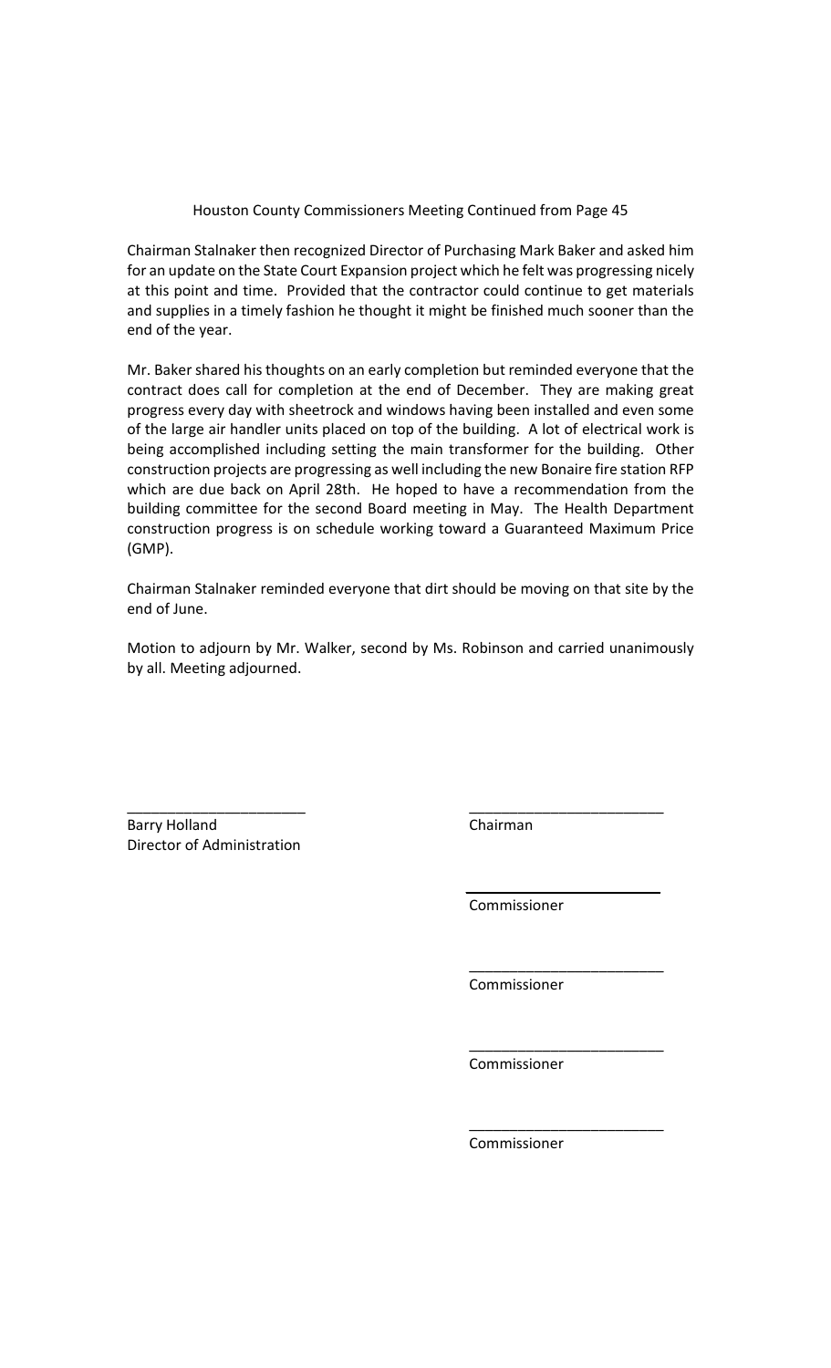Houston County Commissioners Meeting Continued from Page 45

Chairman Stalnaker then recognized Director of Purchasing Mark Baker and asked him for an update on the State Court Expansion project which he felt was progressing nicely at this point and time. Provided that the contractor could continue to get materials and supplies in a timely fashion he thought it might be finished much sooner than the end of the year.

Mr. Baker shared his thoughts on an early completion but reminded everyone that the contract does call for completion at the end of December. They are making great progress every day with sheetrock and windows having been installed and even some of the large air handler units placed on top of the building. A lot of electrical work is being accomplished including setting the main transformer for the building. Other construction projects are progressing as well including the new Bonaire fire station RFP which are due back on April 28th. He hoped to have a recommendation from the building committee for the second Board meeting in May. The Health Department construction progress is on schedule working toward a Guaranteed Maximum Price (GMP).

Chairman Stalnaker reminded everyone that dirt should be moving on that site by the end of June.

Motion to adjourn by Mr. Walker, second by Ms. Robinson and carried unanimously by all. Meeting adjourned.

\_\_\_\_\_\_\_\_\_\_\_\_\_\_\_\_\_\_\_\_\_\_
Barry Holland
Director of Administration

\_\_\_\_\_\_\_\_\_\_\_\_\_\_\_\_\_\_\_\_\_\_
Chairman

\_\_\_\_\_\_\_\_\_\_\_\_\_\_\_\_\_\_\_\_\_\_
Commissioner

\_\_\_\_\_\_\_\_\_\_\_\_\_\_\_\_\_\_\_\_\_\_
Commissioner

\_\_\_\_\_\_\_\_\_\_\_\_\_\_\_\_\_\_\_\_\_\_
Commissioner

\_\_\_\_\_\_\_\_\_\_\_\_\_\_\_\_\_\_\_\_\_\_
Commissioner